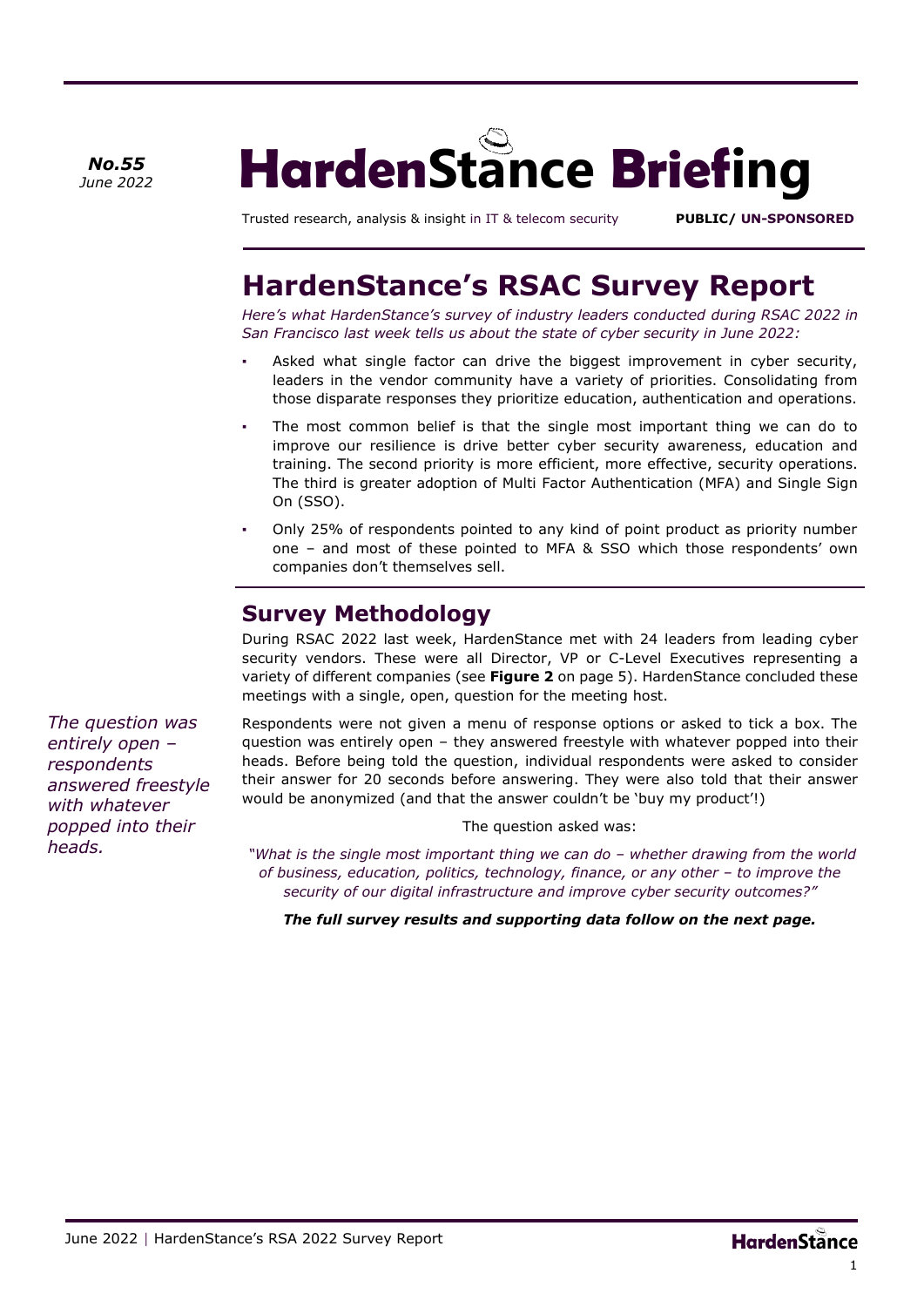**No.55**
*June 2022*

# HardenStance Briefing

Trusted research, analysis & insight in IT & telecom security **PUBLIC/ UN-SPONSORED**

# HardenStance's RSAC Survey Report

*Here's what HardenStance's survey of industry leaders conducted during RSAC 2022 in San Francisco last week tells us about the state of cyber security in June 2022:*

- Asked what single factor can drive the biggest improvement in cyber security, leaders in the vendor community have a variety of priorities. Consolidating from those disparate responses they prioritize education, authentication and operations.
- The most common belief is that the single most important thing we can do to improve our resilience is drive better cyber security awareness, education and training. The second priority is more efficient, more effective, security operations. The third is greater adoption of Multi Factor Authentication (MFA) and Single Sign On (SSO).
- Only 25% of respondents pointed to any kind of point product as priority number one – and most of these pointed to MFA & SSO which those respondents' own companies don't themselves sell.

## Survey Methodology

During RSAC 2022 last week, HardenStance met with 24 leaders from leading cyber security vendors. These were all Director, VP or C-Level Executives representing a variety of different companies (see **Figure 2** on page 5). HardenStance concluded these meetings with a single, open, question for the meeting host.

*The question was entirely open – respondents answered freestyle with whatever popped into their heads.*

Respondents were not given a menu of response options or asked to tick a box. The question was entirely open – they answered freestyle with whatever popped into their heads. Before being told the question, individual respondents were asked to consider their answer for 20 seconds before answering. They were also told that their answer would be anonymized (and that the answer couldn't be 'buy my product'!)

The question asked was:

*"What is the single most important thing we can do – whether drawing from the world of business, education, politics, technology, finance, or any other – to improve the security of our digital infrastructure and improve cyber security outcomes?"*

***The full survey results and supporting data follow on the next page.***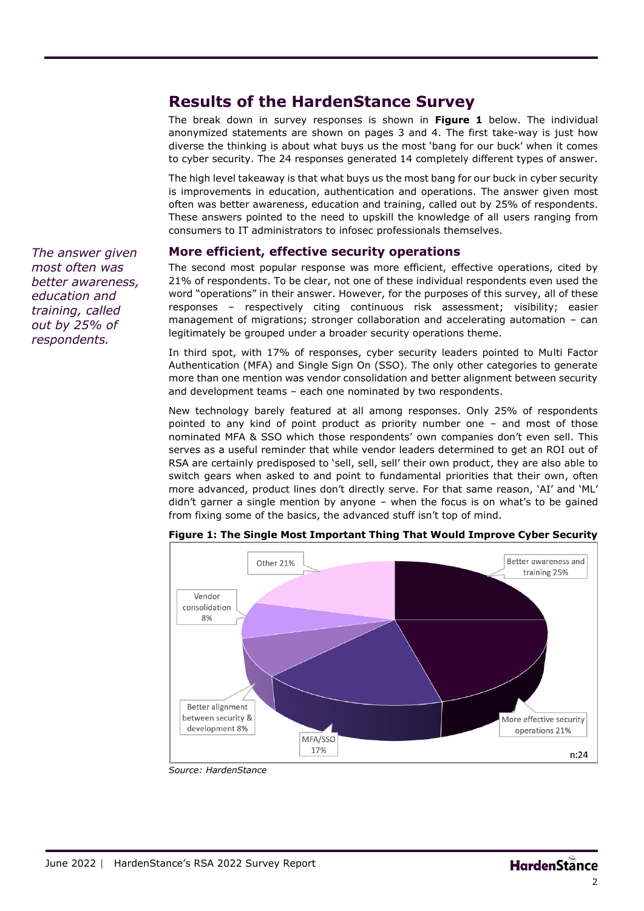## Results of the HardenStance Survey

The break down in survey responses is shown in **Figure 1** below. The individual anonymized statements are shown on pages 3 and 4. The first take-way is just how diverse the thinking is about what buys us the most 'bang for our buck' when it comes to cyber security. The 24 responses generated 14 completely different types of answer.

The high level takeaway is that what buys us the most bang for our buck in cyber security is improvements in education, authentication and operations. The answer given most often was better awareness, education and training, called out by 25% of respondents. These answers pointed to the need to upskill the knowledge of all users ranging from consumers to IT administrators to infosec professionals themselves.

*The answer given most often was better awareness, education and training, called out by 25% of respondents.*

### More efficient, effective security operations

The second most popular response was more efficient, effective operations, cited by 21% of respondents. To be clear, not one of these individual respondents even used the word "operations" in their answer. However, for the purposes of this survey, all of these responses – respectively citing continuous risk assessment; visibility; easier management of migrations; stronger collaboration and accelerating automation – can legitimately be grouped under a broader security operations theme.

In third spot, with 17% of responses, cyber security leaders pointed to Multi Factor Authentication (MFA) and Single Sign On (SSO). The only other categories to generate more than one mention was vendor consolidation and better alignment between security and development teams – each one nominated by two respondents.

New technology barely featured at all among responses. Only 25% of respondents pointed to any kind of point product as priority number one – and most of those nominated MFA & SSO which those respondents' own companies don't even sell. This serves as a useful reminder that while vendor leaders determined to get an ROI out of RSA are certainly predisposed to 'sell, sell, sell' their own product, they are also able to switch gears when asked to and point to fundamental priorities that their own, often more advanced, product lines don't directly serve. For that same reason, 'AI' and 'ML' didn't garner a single mention by anyone – when the focus is on what's to be gained from fixing some of the basics, the advanced stuff isn't top of mind.

**Figure 1: The Single Most Important Thing That Would Improve Cyber Security**

Better awareness and training 25%
More effective security operations 21%
MFA/SSO 17%
Better alignment between security & development 8%
Vendor consolidation 8%
Other 21%
n:24

*Source: HardenStance*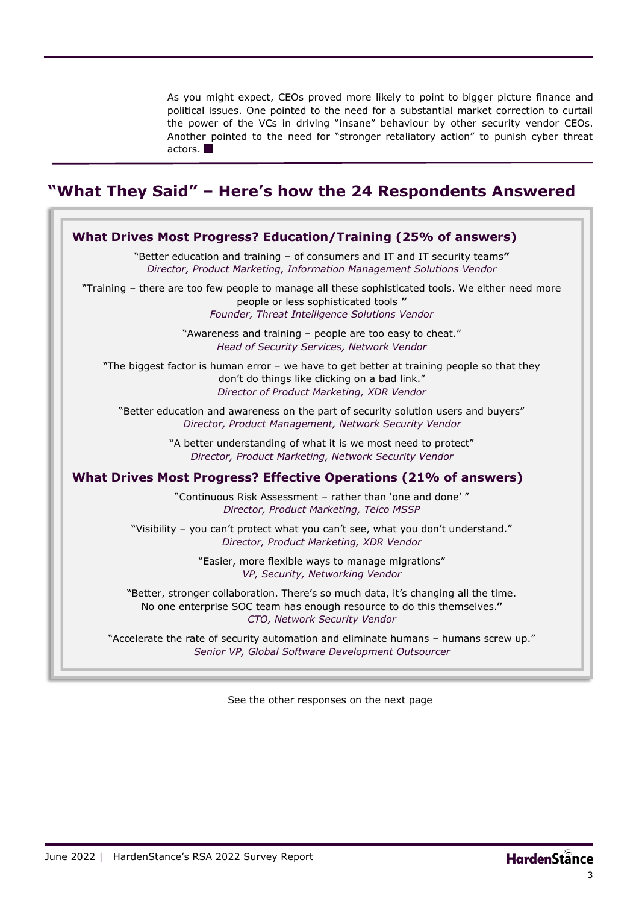As you might expect, CEOs proved more likely to point to bigger picture finance and political issues. One pointed to the need for a substantial market correction to curtail the power of the VCs in driving "insane" behaviour by other security vendor CEOs. Another pointed to the need for "stronger retaliatory action" to punish cyber threat actors. ■

## "What They Said" – Here's how the 24 Respondents Answered

### What Drives Most Progress? Education/Training (25% of answers)

"Better education and training – of consumers and IT and IT security teams**"**
*Director, Product Marketing, Information Management Solutions Vendor*

"Training – there are too few people to manage all these sophisticated tools. We either need more people or less sophisticated tools **"**
*Founder, Threat Intelligence Solutions Vendor*

"Awareness and training – people are too easy to cheat."
*Head of Security Services, Network Vendor*

"The biggest factor is human error – we have to get better at training people so that they don't do things like clicking on a bad link."
*Director of Product Marketing, XDR Vendor*

"Better education and awareness on the part of security solution users and buyers"
*Director, Product Management, Network Security Vendor*

"A better understanding of what it is we most need to protect"
*Director, Product Marketing, Network Security Vendor*

### What Drives Most Progress? Effective Operations (21% of answers)

"Continuous Risk Assessment – rather than 'one and done' "
*Director, Product Marketing, Telco MSSP*

"Visibility – you can't protect what you can't see, what you don't understand."
*Director, Product Marketing, XDR Vendor*

"Easier, more flexible ways to manage migrations"
*VP, Security, Networking Vendor*

"Better, stronger collaboration. There's so much data, it's changing all the time. No one enterprise SOC team has enough resource to do this themselves.**"**
*CTO, Network Security Vendor*

"Accelerate the rate of security automation and eliminate humans – humans screw up."
*Senior VP, Global Software Development Outsourcer*

See the other responses on the next page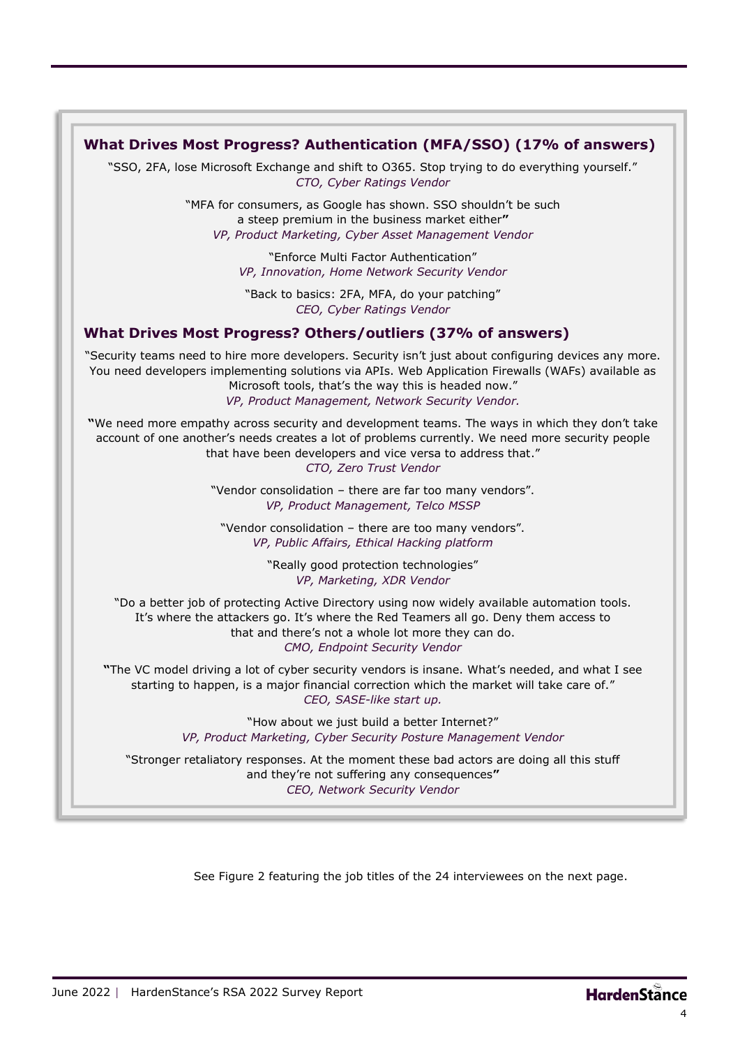## What Drives Most Progress? Authentication (MFA/SSO) (17% of answers)

"SSO, 2FA, lose Microsoft Exchange and shift to O365. Stop trying to do everything yourself."
*CTO, Cyber Ratings Vendor*

"MFA for consumers, as Google has shown. SSO shouldn't be such a steep premium in the business market either**"**
*VP, Product Marketing, Cyber Asset Management Vendor*

"Enforce Multi Factor Authentication"
*VP, Innovation, Home Network Security Vendor*

"Back to basics: 2FA, MFA, do your patching"
*CEO, Cyber Ratings Vendor*

## What Drives Most Progress? Others/outliers (37% of answers)

"Security teams need to hire more developers. Security isn't just about configuring devices any more. You need developers implementing solutions via APIs. Web Application Firewalls (WAFs) available as Microsoft tools, that's the way this is headed now."
*VP, Product Management, Network Security Vendor.*

**"**We need more empathy across security and development teams. The ways in which they don't take account of one another's needs creates a lot of problems currently. We need more security people that have been developers and vice versa to address that."
*CTO, Zero Trust Vendor*

"Vendor consolidation – there are far too many vendors".
*VP, Product Management, Telco MSSP*

"Vendor consolidation – there are too many vendors".
*VP, Public Affairs, Ethical Hacking platform*

"Really good protection technologies"
*VP, Marketing, XDR Vendor*

"Do a better job of protecting Active Directory using now widely available automation tools. It's where the attackers go. It's where the Red Teamers all go. Deny them access to that and there's not a whole lot more they can do.
*CMO, Endpoint Security Vendor*

**"**The VC model driving a lot of cyber security vendors is insane. What's needed, and what I see starting to happen, is a major financial correction which the market will take care of."
*CEO, SASE-like start up.*

"How about we just build a better Internet?"
*VP, Product Marketing, Cyber Security Posture Management Vendor*

"Stronger retaliatory responses. At the moment these bad actors are doing all this stuff and they're not suffering any consequences**"**
*CEO, Network Security Vendor*

See Figure 2 featuring the job titles of the 24 interviewees on the next page.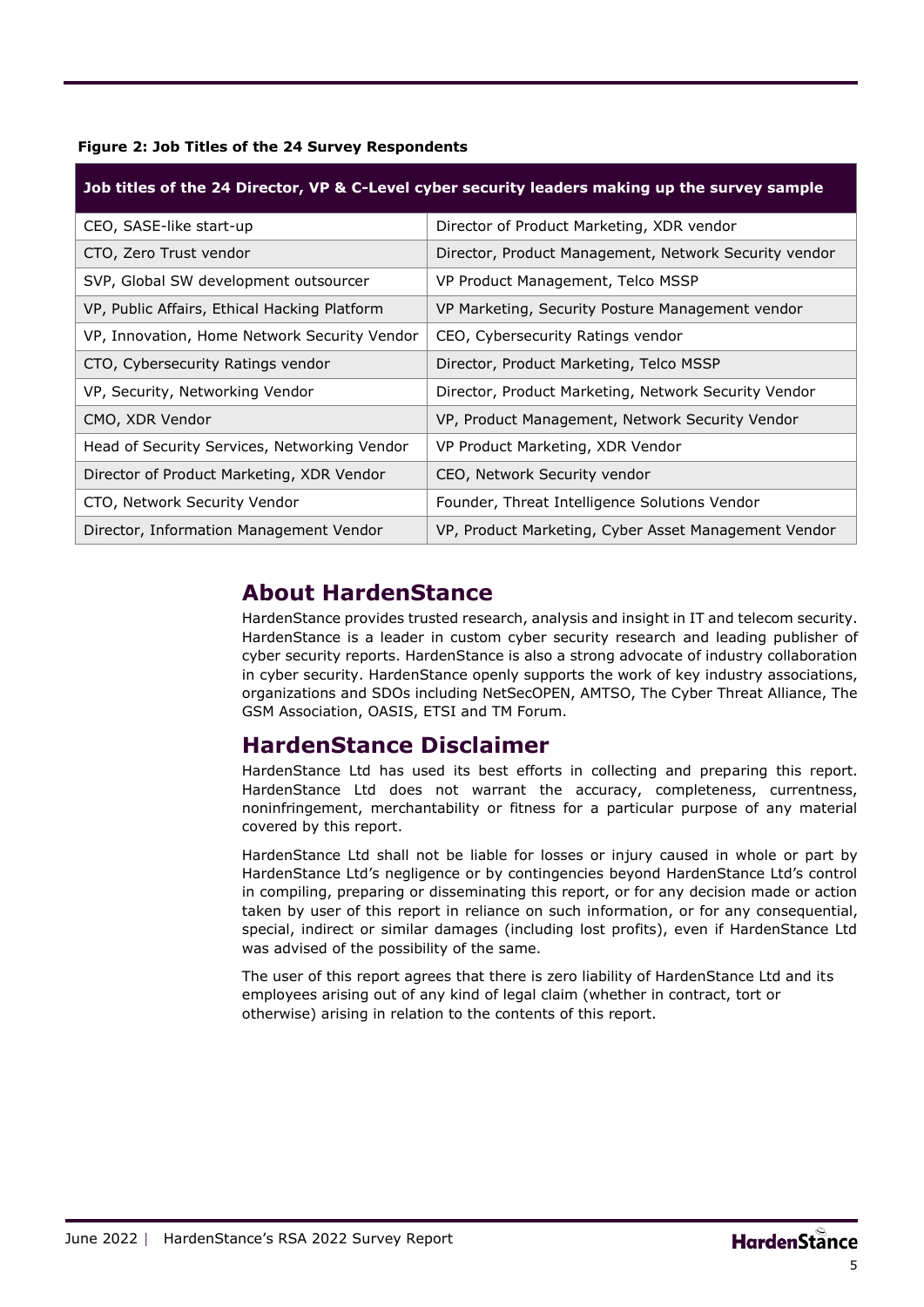**Figure 2: Job Titles of the 24 Survey Respondents**

| Job titles of the 24 Director, VP & C-Level cyber security leaders making up the survey sample | |
|---|---|
| CEO, SASE-like start-up | Director of Product Marketing, XDR vendor |
| CTO, Zero Trust vendor | Director, Product Management, Network Security vendor |
| SVP, Global SW development outsourcer | VP Product Management, Telco MSSP |
| VP, Public Affairs, Ethical Hacking Platform | VP Marketing, Security Posture Management vendor |
| VP, Innovation, Home Network Security Vendor | CEO, Cybersecurity Ratings vendor |
| CTO, Cybersecurity Ratings vendor | Director, Product Marketing, Telco MSSP |
| VP, Security, Networking Vendor | Director, Product Marketing, Network Security Vendor |
| CMO, XDR Vendor | VP, Product Management, Network Security Vendor |
| Head of Security Services, Networking Vendor | VP Product Marketing, XDR Vendor |
| Director of Product Marketing, XDR Vendor | CEO, Network Security vendor |
| CTO, Network Security Vendor | Founder, Threat Intelligence Solutions Vendor |
| Director, Information Management Vendor | VP, Product Marketing, Cyber Asset Management Vendor |

## About HardenStance

HardenStance provides trusted research, analysis and insight in IT and telecom security. HardenStance is a leader in custom cyber security research and leading publisher of cyber security reports. HardenStance is also a strong advocate of industry collaboration in cyber security. HardenStance openly supports the work of key industry associations, organizations and SDOs including NetSecOPEN, AMTSO, The Cyber Threat Alliance, The GSM Association, OASIS, ETSI and TM Forum.

## HardenStance Disclaimer

HardenStance Ltd has used its best efforts in collecting and preparing this report. HardenStance Ltd does not warrant the accuracy, completeness, currentness, noninfringement, merchantability or fitness for a particular purpose of any material covered by this report.

HardenStance Ltd shall not be liable for losses or injury caused in whole or part by HardenStance Ltd's negligence or by contingencies beyond HardenStance Ltd's control in compiling, preparing or disseminating this report, or for any decision made or action taken by user of this report in reliance on such information, or for any consequential, special, indirect or similar damages (including lost profits), even if HardenStance Ltd was advised of the possibility of the same.

The user of this report agrees that there is zero liability of HardenStance Ltd and its employees arising out of any kind of legal claim (whether in contract, tort or otherwise) arising in relation to the contents of this report.